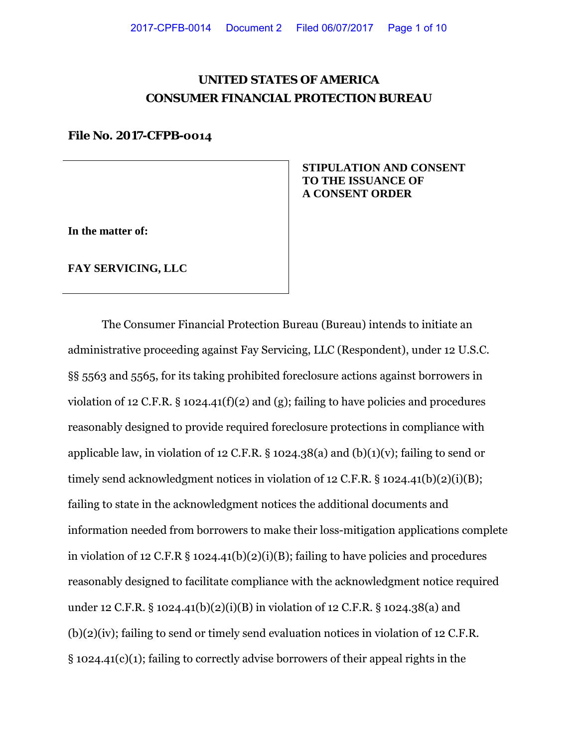# UNITED STATES OF AMERICA
# CONSUMER FINANCIAL PROTECTION BUREAU

**File No. 2017-CFPB-0014**

**In the matter of:**

**FAY SERVICING, LLC**

**STIPULATION AND CONSENT TO THE ISSUANCE OF A CONSENT ORDER**

The Consumer Financial Protection Bureau (Bureau) intends to initiate an administrative proceeding against Fay Servicing, LLC (Respondent), under 12 U.S.C. §§ 5563 and 5565, for its taking prohibited foreclosure actions against borrowers in violation of 12 C.F.R. § 1024.41(f)(2) and (g); failing to have policies and procedures reasonably designed to provide required foreclosure protections in compliance with applicable law, in violation of 12 C.F.R. § 1024.38(a) and (b)(1)(v); failing to send or timely send acknowledgment notices in violation of 12 C.F.R. § 1024.41(b)(2)(i)(B); failing to state in the acknowledgment notices the additional documents and information needed from borrowers to make their loss-mitigation applications complete in violation of 12 C.F.R § 1024.41(b)(2)(i)(B); failing to have policies and procedures reasonably designed to facilitate compliance with the acknowledgment notice required under 12 C.F.R. § 1024.41(b)(2)(i)(B) in violation of 12 C.F.R. § 1024.38(a) and (b)(2)(iv); failing to send or timely send evaluation notices in violation of 12 C.F.R. § 1024.41(c)(1); failing to correctly advise borrowers of their appeal rights in the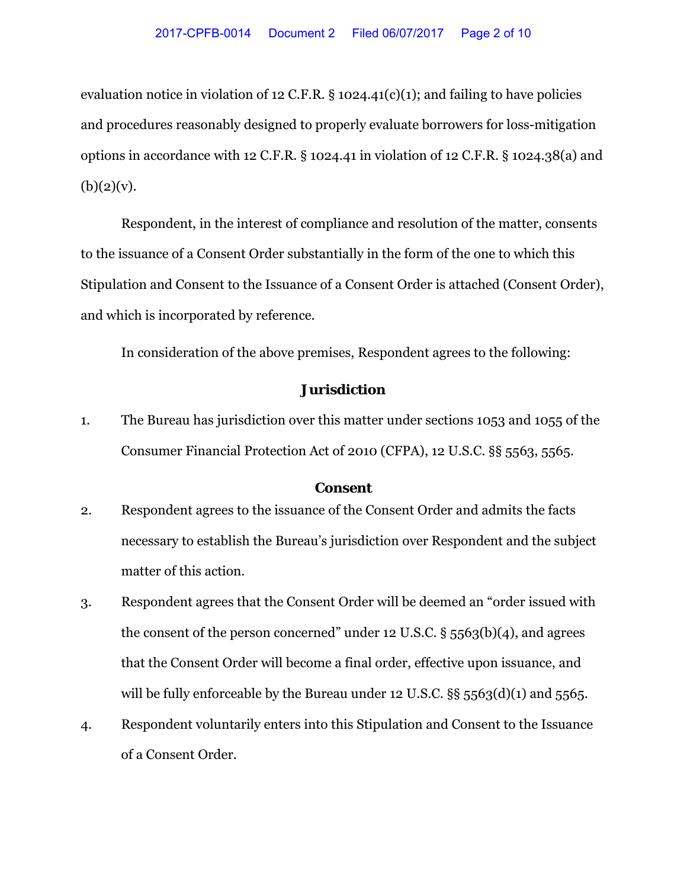evaluation notice in violation of 12 C.F.R. § 1024.41(c)(1); and failing to have policies and procedures reasonably designed to properly evaluate borrowers for loss-mitigation options in accordance with 12 C.F.R. § 1024.41 in violation of 12 C.F.R. § 1024.38(a) and (b)(2)(v).

Respondent, in the interest of compliance and resolution of the matter, consents to the issuance of a Consent Order substantially in the form of the one to which this Stipulation and Consent to the Issuance of a Consent Order is attached (Consent Order), and which is incorporated by reference.

In consideration of the above premises, Respondent agrees to the following:

## Jurisdiction

1. The Bureau has jurisdiction over this matter under sections 1053 and 1055 of the Consumer Financial Protection Act of 2010 (CFPA), 12 U.S.C. §§ 5563, 5565.

## Consent

2. Respondent agrees to the issuance of the Consent Order and admits the facts necessary to establish the Bureau's jurisdiction over Respondent and the subject matter of this action.
3. Respondent agrees that the Consent Order will be deemed an "order issued with the consent of the person concerned" under 12 U.S.C. § 5563(b)(4), and agrees that the Consent Order will become a final order, effective upon issuance, and will be fully enforceable by the Bureau under 12 U.S.C. §§ 5563(d)(1) and 5565.
4. Respondent voluntarily enters into this Stipulation and Consent to the Issuance of a Consent Order.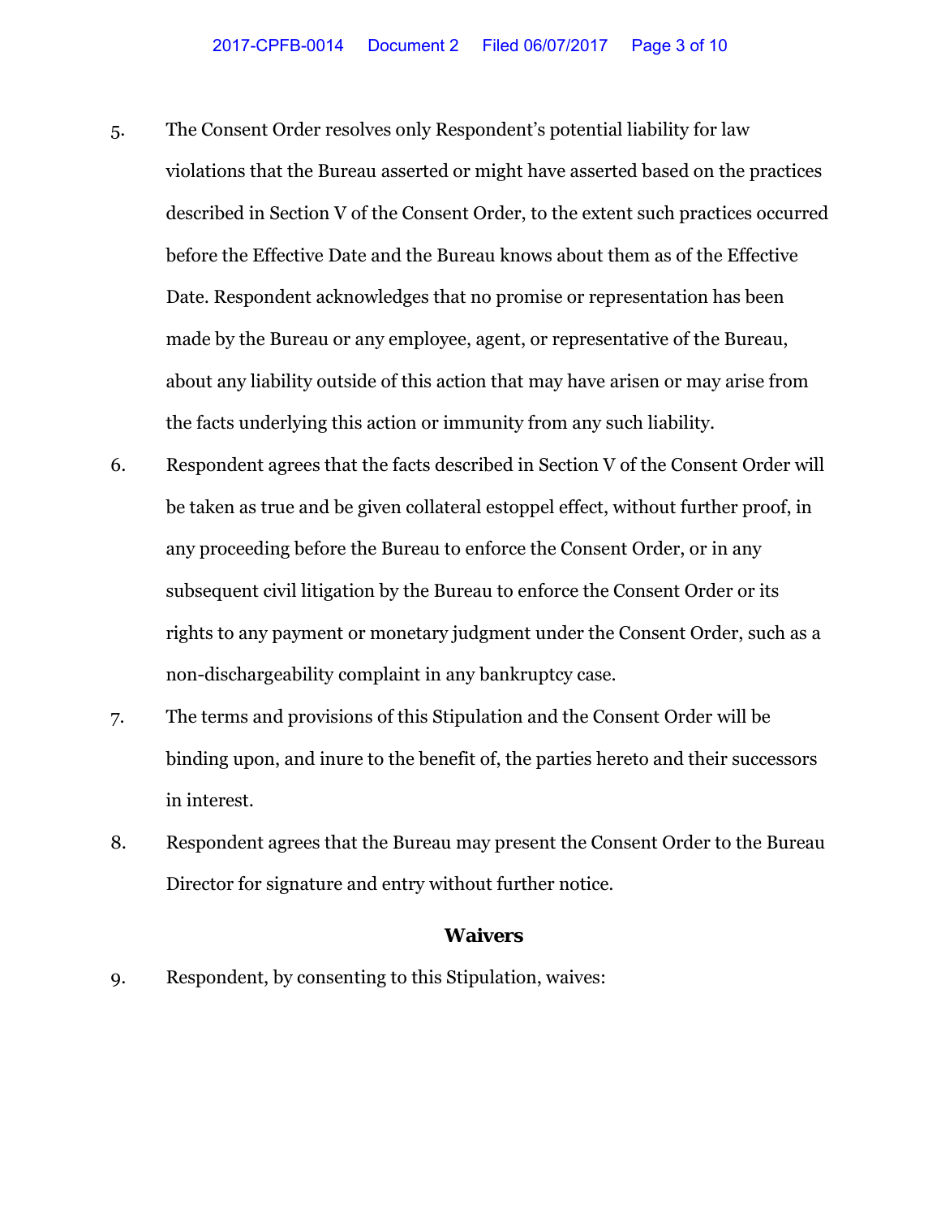5. The Consent Order resolves only Respondent's potential liability for law violations that the Bureau asserted or might have asserted based on the practices described in Section V of the Consent Order, to the extent such practices occurred before the Effective Date and the Bureau knows about them as of the Effective Date. Respondent acknowledges that no promise or representation has been made by the Bureau or any employee, agent, or representative of the Bureau, about any liability outside of this action that may have arisen or may arise from the facts underlying this action or immunity from any such liability.

6. Respondent agrees that the facts described in Section V of the Consent Order will be taken as true and be given collateral estoppel effect, without further proof, in any proceeding before the Bureau to enforce the Consent Order, or in any subsequent civil litigation by the Bureau to enforce the Consent Order or its rights to any payment or monetary judgment under the Consent Order, such as a non-dischargeability complaint in any bankruptcy case.

7. The terms and provisions of this Stipulation and the Consent Order will be binding upon, and inure to the benefit of, the parties hereto and their successors in interest.

8. Respondent agrees that the Bureau may present the Consent Order to the Bureau Director for signature and entry without further notice.

## Waivers

9. Respondent, by consenting to this Stipulation, waives: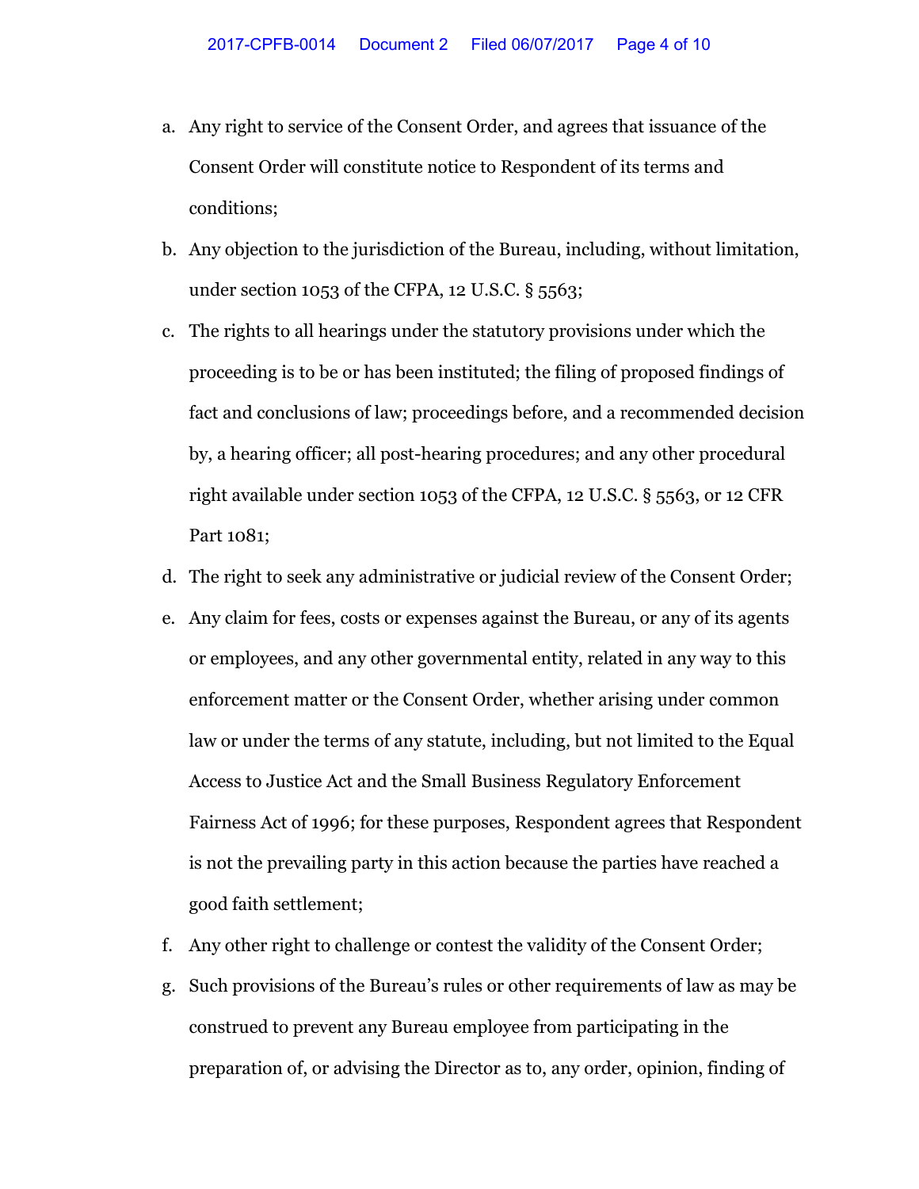a. Any right to service of the Consent Order, and agrees that issuance of the Consent Order will constitute notice to Respondent of its terms and conditions;

b. Any objection to the jurisdiction of the Bureau, including, without limitation, under section 1053 of the CFPA, 12 U.S.C. § 5563;

c. The rights to all hearings under the statutory provisions under which the proceeding is to be or has been instituted; the filing of proposed findings of fact and conclusions of law; proceedings before, and a recommended decision by, a hearing officer; all post-hearing procedures; and any other procedural right available under section 1053 of the CFPA, 12 U.S.C. § 5563, or 12 CFR Part 1081;

d. The right to seek any administrative or judicial review of the Consent Order;

e. Any claim for fees, costs or expenses against the Bureau, or any of its agents or employees, and any other governmental entity, related in any way to this enforcement matter or the Consent Order, whether arising under common law or under the terms of any statute, including, but not limited to the Equal Access to Justice Act and the Small Business Regulatory Enforcement Fairness Act of 1996; for these purposes, Respondent agrees that Respondent is not the prevailing party in this action because the parties have reached a good faith settlement;

f. Any other right to challenge or contest the validity of the Consent Order;

g. Such provisions of the Bureau's rules or other requirements of law as may be construed to prevent any Bureau employee from participating in the preparation of, or advising the Director as to, any order, opinion, finding of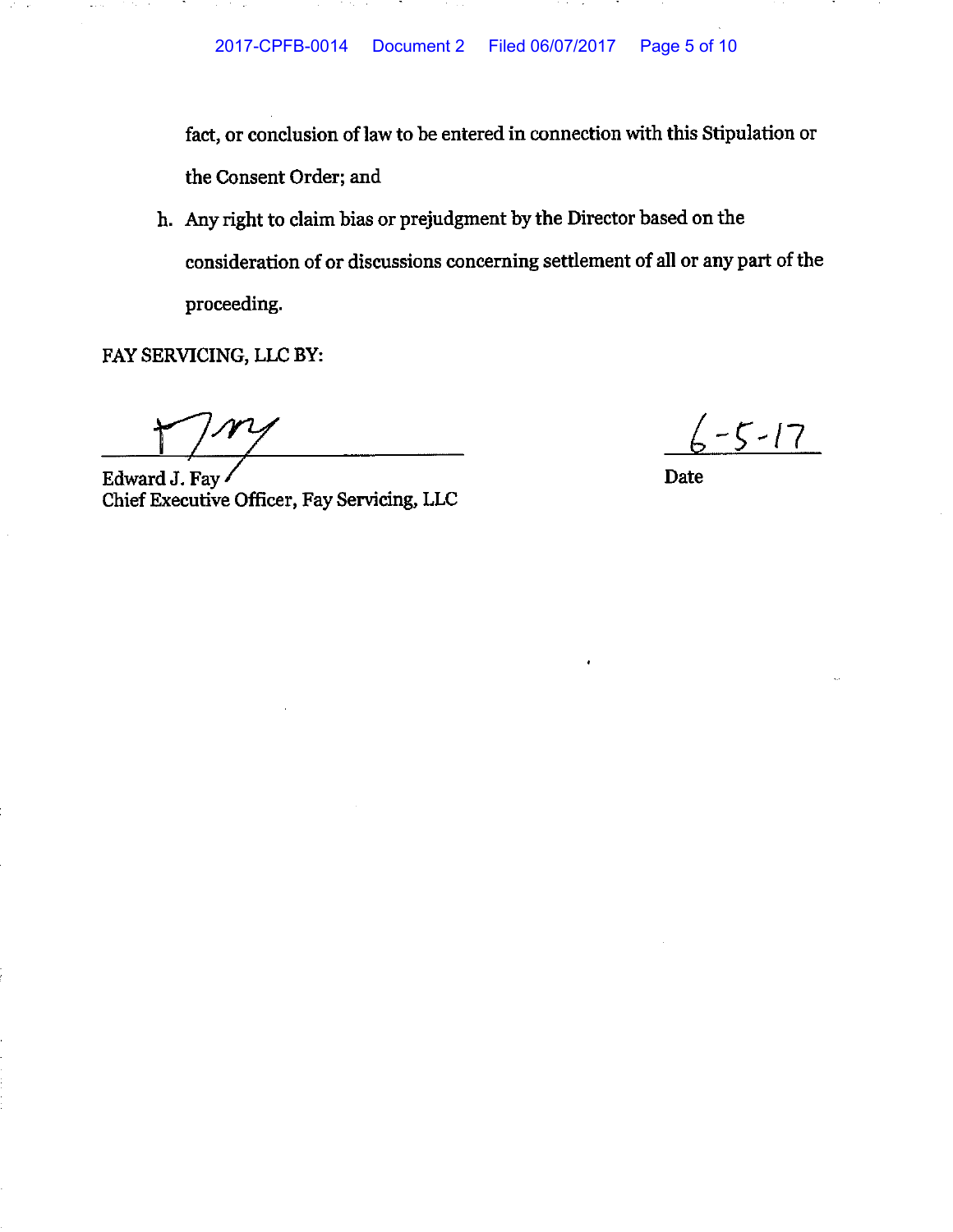fact, or conclusion of law to be entered in connection with this Stipulation or the Consent Order; and

h. Any right to claim bias or prejudgment by the Director based on the consideration of or discussions concerning settlement of all or any part of the proceeding.

FAY SERVICING, LLC BY:

Edward J. Fay
Chief Executive Officer, Fay Servicing, LLC

6-5-17
Date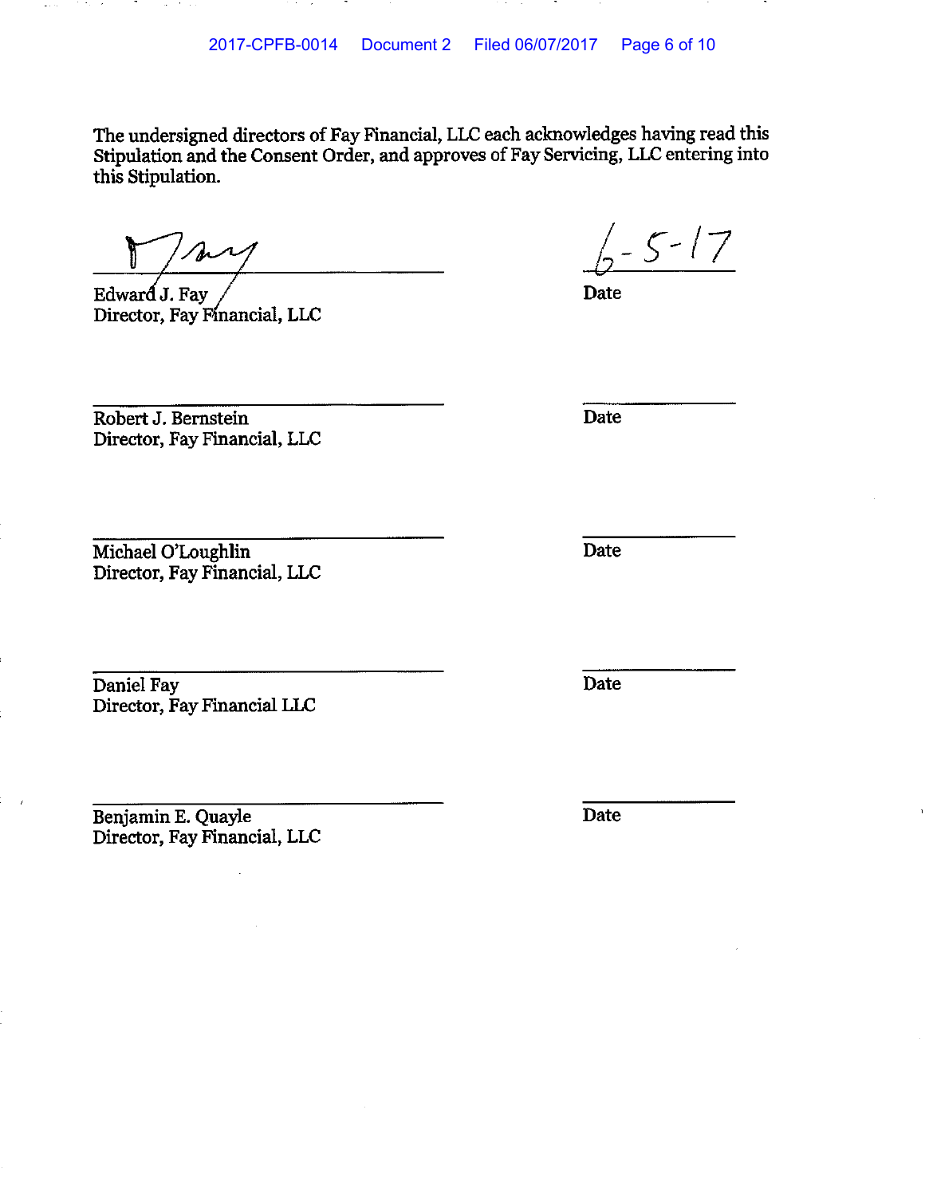The undersigned directors of Fay Financial, LLC each acknowledges having read this Stipulation and the Consent Order, and approves of Fay Servicing, LLC entering into this Stipulation.

| | |
|---|---|
| ______________________ | 6-5-17 |
| Edward J. Fay<br>Director, Fay Financial, LLC | Date |
| ______________________ | ______________ |
| Robert J. Bernstein<br>Director, Fay Financial, LLC | Date |
| ______________________ | ______________ |
| Michael O'Loughlin<br>Director, Fay Financial, LLC | Date |
| ______________________ | ______________ |
| Daniel Fay<br>Director, Fay Financial LLC | Date |
| ______________________ | ______________ |
| Benjamin E. Quayle<br>Director, Fay Financial, LLC | Date |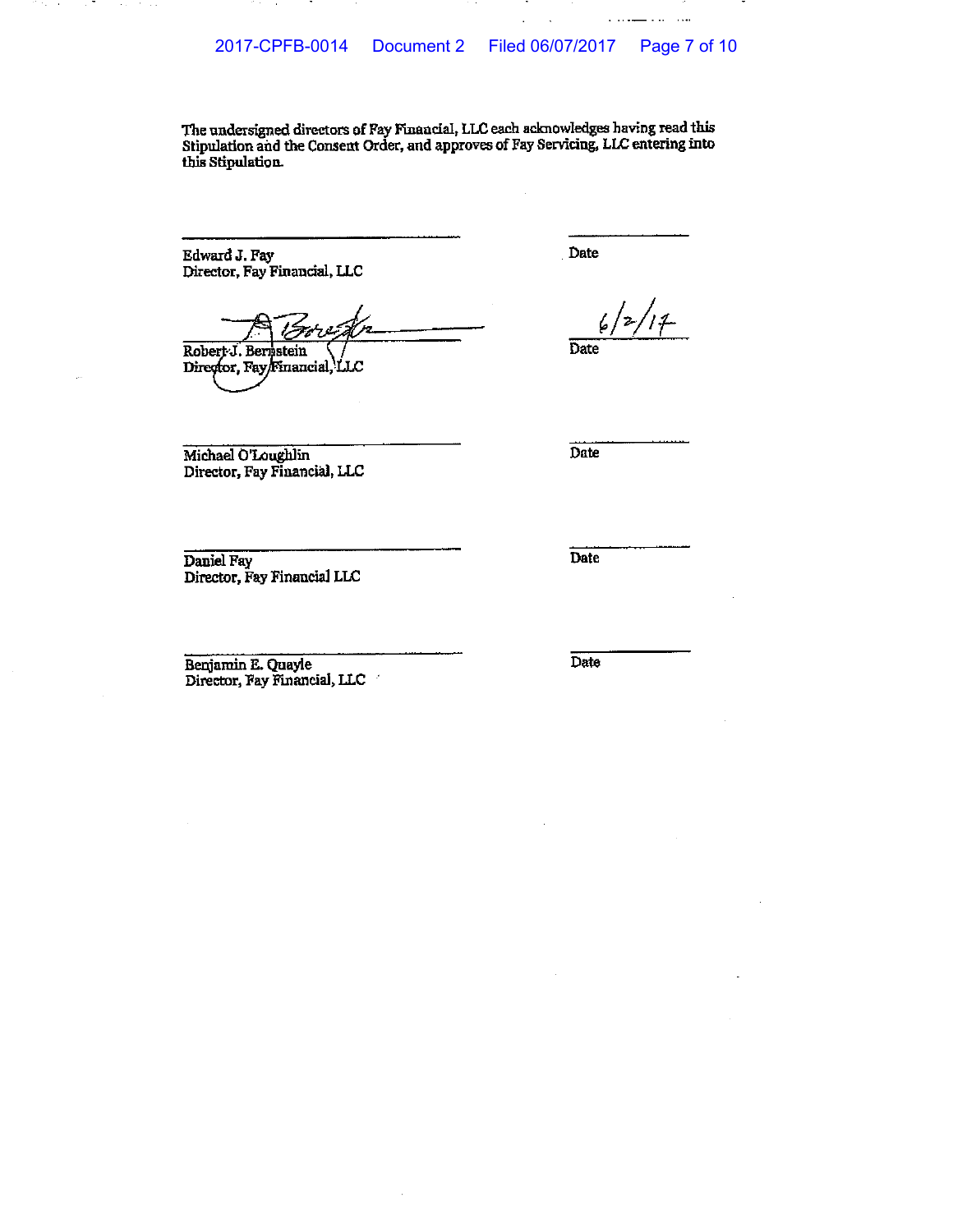The undersigned directors of Fay Financial, LLC each acknowledges having read this Stipulation and the Consent Order, and approves of Fay Servicing, LLC entering into this Stipulation.

\_\_\_\_\_\_\_\_\_\_\_\_\_\_\_\_\_\_\_\_\_\_\_\_\_\_\_\_\_\_ \_\_\_\_\_\_\_\_\_\_\_\_
Edward J. Fay Date
Director, Fay Financial, LLC

\_\_\_\_\_\_\_\_\_\_\_\_\_\_\_\_\_\_\_\_\_\_\_\_\_\_\_\_\_\_ 6/2/17
Robert J. Bernstein Date
Director, Fay Financial, LLC

\_\_\_\_\_\_\_\_\_\_\_\_\_\_\_\_\_\_\_\_\_\_\_\_\_\_\_\_\_\_ \_\_\_\_\_\_\_\_\_\_\_\_
Michael O'Loughlin Date
Director, Fay Financial, LLC

\_\_\_\_\_\_\_\_\_\_\_\_\_\_\_\_\_\_\_\_\_\_\_\_\_\_\_\_\_\_ \_\_\_\_\_\_\_\_\_\_\_\_
Daniel Fay Date
Director, Fay Financial LLC

\_\_\_\_\_\_\_\_\_\_\_\_\_\_\_\_\_\_\_\_\_\_\_\_\_\_\_\_\_\_ \_\_\_\_\_\_\_\_\_\_\_\_
Benjamin E. Quayle Date
Director, Fay Financial, LLC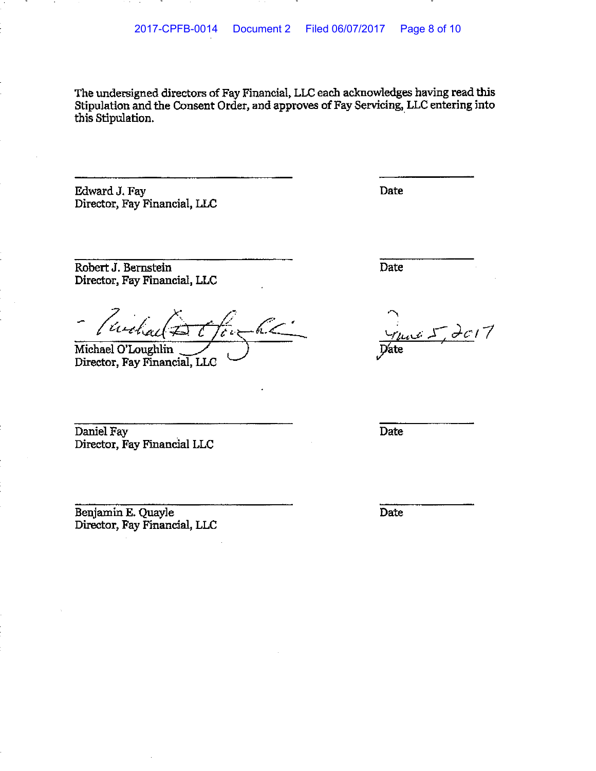The undersigned directors of Fay Financial, LLC each acknowledges having read this Stipulation and the Consent Order, and approves of Fay Servicing, LLC entering into this Stipulation.

______________________________  
Edward J. Fay  
Director, Fay Financial, LLC

______________  
Date

______________________________  
Robert J. Bernstein  
Director, Fay Financial, LLC

______________  
Date

______________________________  
Michael O'Loughlin  
Director, Fay Financial, LLC

June 5, 2017  
Date

______________________________  
Daniel Fay  
Director, Fay Financial LLC

______________  
Date

______________________________  
Benjamin E. Quayle  
Director, Fay Financial, LLC

______________  
Date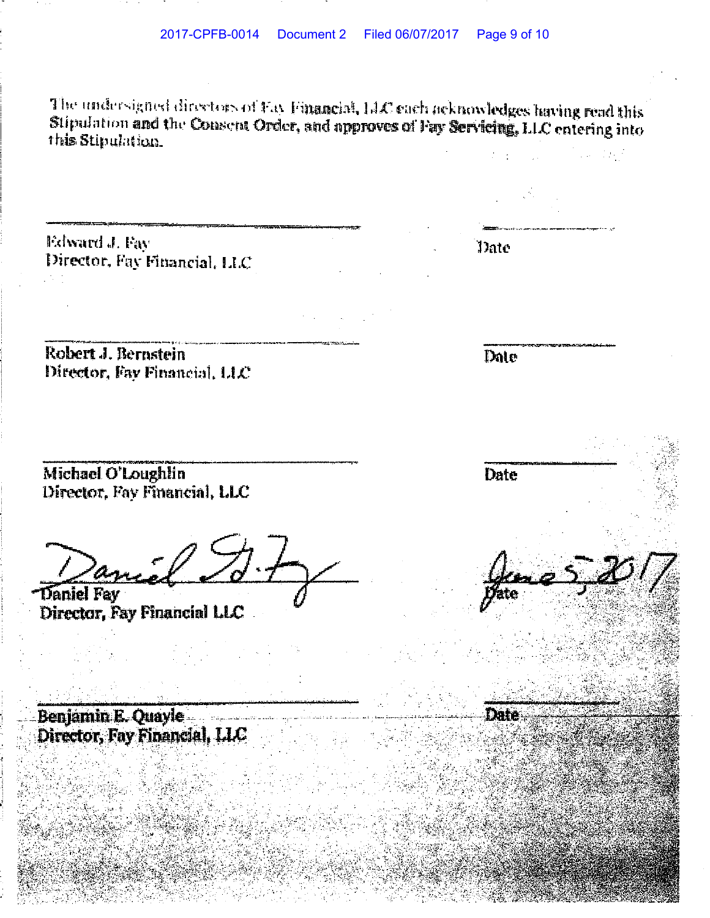The undersigned directors of Fay Financial, LLC each acknowledges having read this Stipulation and the Consent Order, and approves of Fay Servicing, LLC entering into this Stipulation.

______________________________ ______________

Edward J. Fay
Director, Fay Financial, LLC
Date

______________________________ ______________

Robert J. Bernstein
Director, Fay Financial, LLC
Date

______________________________ ______________

Michael O'Loughlin
Director, Fay Financial, LLC
Date

______________________________ ______________

Daniel Fay
Director, Fay Financial LLC
June 5, 2017
Date

______________________________ ______________

Benjamin E. Quayle
Director, Fay Financial, LLC
Date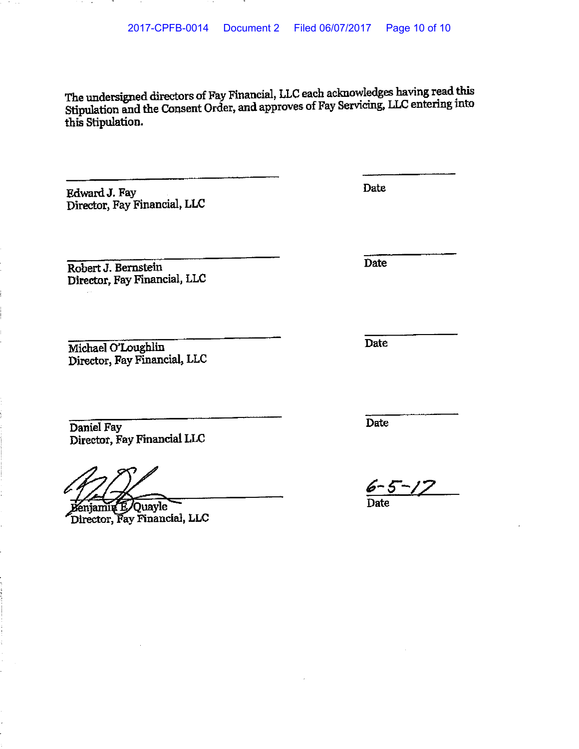The undersigned directors of Fay Financial, LLC each acknowledges having read this Stipulation and the Consent Order, and approves of Fay Servicing, LLC entering into this Stipulation.

\_\_\_\_\_\_\_\_\_\_\_\_\_\_\_\_\_\_\_\_\_\_\_\_\_\_\_\_\_\_\_\_ \_\_\_\_\_\_\_\_\_\_\_\_\_\_\_\_
Edward J. Fay Date
Director, Fay Financial, LLC

\_\_\_\_\_\_\_\_\_\_\_\_\_\_\_\_\_\_\_\_\_\_\_\_\_\_\_\_\_\_\_\_ \_\_\_\_\_\_\_\_\_\_\_\_\_\_\_\_
Robert J. Bernstein Date
Director, Fay Financial, LLC

\_\_\_\_\_\_\_\_\_\_\_\_\_\_\_\_\_\_\_\_\_\_\_\_\_\_\_\_\_\_\_\_ \_\_\_\_\_\_\_\_\_\_\_\_\_\_\_\_
Michael O'Loughlin Date
Director, Fay Financial, LLC

\_\_\_\_\_\_\_\_\_\_\_\_\_\_\_\_\_\_\_\_\_\_\_\_\_\_\_\_\_\_\_\_ \_\_\_\_\_\_\_\_\_\_\_\_\_\_\_\_
Daniel Fay Date
Director, Fay Financial LLC

\_\_\_\_\_\_\_\_\_\_\_\_\_\_\_\_\_\_\_\_\_\_\_\_\_\_\_\_\_\_\_\_ 6-5-17
Benjamin E. Quayle Date
Director, Fay Financial, LLC